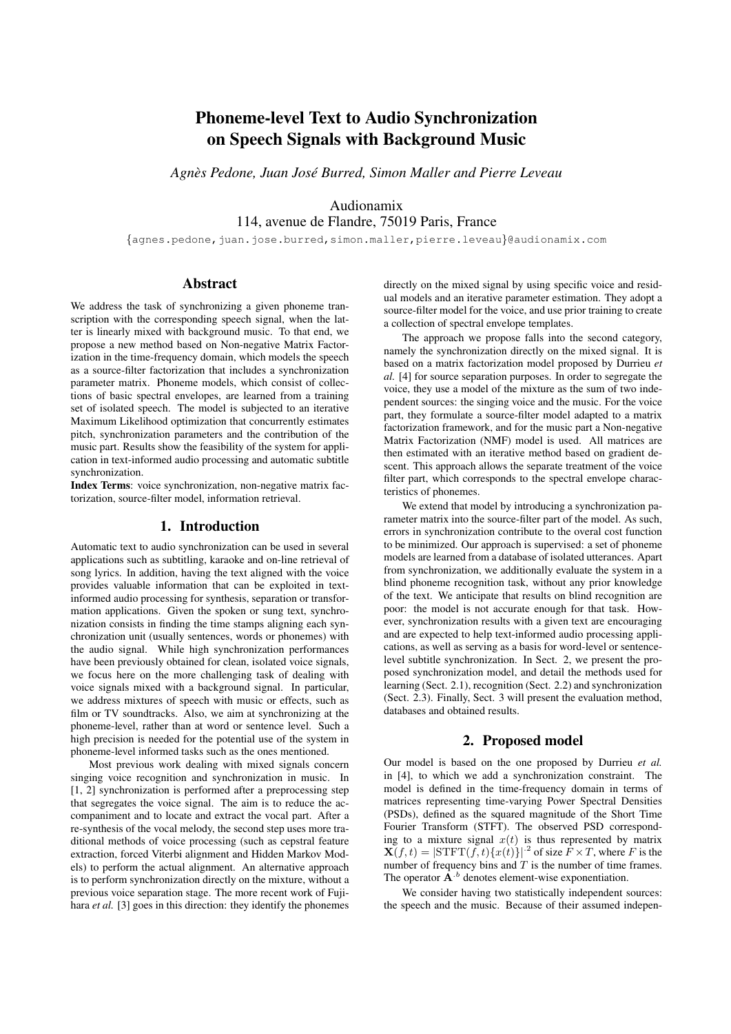# Phoneme-level Text to Audio Synchronization on Speech Signals with Background Music

*Agnès Pedone, Juan José Burred, Simon Maller and Pierre Leveau*

Audionamix
114, avenue de Flandre, 75019 Paris, France

{agnes.pedone,juan.jose.burred,simon.maller,pierre.leveau}@audionamix.com

## Abstract

We address the task of synchronizing a given phoneme transcription with the corresponding speech signal, when the latter is linearly mixed with background music. To that end, we propose a new method based on Non-negative Matrix Factorization in the time-frequency domain, which models the speech as a source-filter factorization that includes a synchronization parameter matrix. Phoneme models, which consist of collections of basic spectral envelopes, are learned from a training set of isolated speech. The model is subjected to an iterative Maximum Likelihood optimization that concurrently estimates pitch, synchronization parameters and the contribution of the music part. Results show the feasibility of the system for application in text-informed audio processing and automatic subtitle synchronization.

**Index Terms**: voice synchronization, non-negative matrix factorization, source-filter model, information retrieval.

## 1. Introduction

Automatic text to audio synchronization can be used in several applications such as subtitling, karaoke and on-line retrieval of song lyrics. In addition, having the text aligned with the voice provides valuable information that can be exploited in text-informed audio processing for synthesis, separation or transformation applications. Given the spoken or sung text, synchronization consists in finding the time stamps aligning each synchronization unit (usually sentences, words or phonemes) with the audio signal. While high synchronization performances have been previously obtained for clean, isolated voice signals, we focus here on the more challenging task of dealing with voice signals mixed with a background signal. In particular, we address mixtures of speech with music or effects, such as film or TV soundtracks. Also, we aim at synchronizing at the phoneme-level, rather than at word or sentence level. Such a high precision is needed for the potential use of the system in phoneme-level informed tasks such as the ones mentioned.

Most previous work dealing with mixed signals concern singing voice recognition and synchronization in music. In [1, 2] synchronization is performed after a preprocessing step that segregates the voice signal. The aim is to reduce the accompaniment and to locate and extract the vocal part. After a re-synthesis of the vocal melody, the second step uses more traditional methods of voice processing (such as cepstral feature extraction, forced Viterbi alignment and Hidden Markov Models) to perform the actual alignment. An alternative approach is to perform synchronization directly on the mixture, without a previous voice separation stage. The more recent work of Fujihara *et al.* [3] goes in this direction: they identify the phonemes directly on the mixed signal by using specific voice and residual models and an iterative parameter estimation. They adopt a source-filter model for the voice, and use prior training to create a collection of spectral envelope templates.

The approach we propose falls into the second category, namely the synchronization directly on the mixed signal. It is based on a matrix factorization model proposed by Durrieu *et al.* [4] for source separation purposes. In order to segregate the voice, they use a model of the mixture as the sum of two independent sources: the singing voice and the music. For the voice part, they formulate a source-filter model adapted to a matrix factorization framework, and for the music part a Non-negative Matrix Factorization (NMF) model is used. All matrices are then estimated with an iterative method based on gradient descent. This approach allows the separate treatment of the voice filter part, which corresponds to the spectral envelope characteristics of phonemes.

We extend that model by introducing a synchronization parameter matrix into the source-filter part of the model. As such, errors in synchronization contribute to the overal cost function to be minimized. Our approach is supervised: a set of phoneme models are learned from a database of isolated utterances. Apart from synchronization, we additionally evaluate the system in a blind phoneme recognition task, without any prior knowledge of the text. We anticipate that results on blind recognition are poor: the model is not accurate enough for that task. However, synchronization results with a given text are encouraging and are expected to help text-informed audio processing applications, as well as serving as a basis for word-level or sentence-level subtitle synchronization. In Sect. 2, we present the proposed synchronization model, and detail the methods used for learning (Sect. 2.1), recognition (Sect. 2.2) and synchronization (Sect. 2.3). Finally, Sect. 3 will present the evaluation method, databases and obtained results.

## 2. Proposed model

Our model is based on the one proposed by Durrieu *et al.* in [4], to which we add a synchronization constraint. The model is defined in the time-frequency domain in terms of matrices representing time-varying Power Spectral Densities (PSDs), defined as the squared magnitude of the Short Time Fourier Transform (STFT). The observed PSD corresponding to a mixture signal $x(t)$ is thus represented by matrix $\mathbf{X}(f,t) = |\mathrm{STFT}(f,t)\{x(t)\}|^{.2}$ of size $F \times T$, where $F$ is the number of frequency bins and $T$ is the number of time frames. The operator $\mathbf{A}^{.b}$ denotes element-wise exponentiation.

We consider having two statistically independent sources: the speech and the music. Because of their assumed indepen-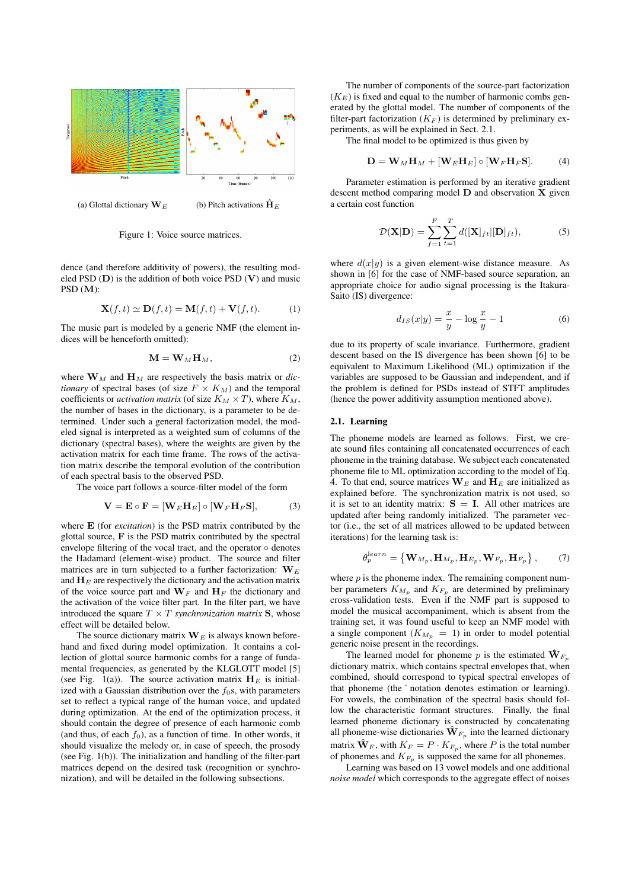(a) Glottal dictionary $\mathbf{W}_E$

(b) Pitch activations $\hat{\mathbf{H}}_E$

Figure 1: Voice source matrices.

dence (and therefore additivity of powers), the resulting modeled PSD ($\mathbf{D}$) is the addition of both voice PSD ($\mathbf{V}$) and music PSD ($\mathbf{M}$):

$$\mathbf{X}(f,t) \simeq \mathbf{D}(f,t) = \mathbf{M}(f,t) + \mathbf{V}(f,t). \qquad (1)$$

The music part is modeled by a generic NMF (the element indices will be henceforth omitted):

$$\mathbf{M} = \mathbf{W}_M \mathbf{H}_M, \qquad (2)$$

where $\mathbf{W}_M$ and $\mathbf{H}_M$ are respectively the basis matrix or *dictionary* of spectral bases (of size $F \times K_M$) and the temporal coefficients or *activation matrix* (of size $K_M \times T$), where $K_M$, the number of bases in the dictionary, is a parameter to be determined. Under such a general factorization model, the modeled signal is interpreted as a weighted sum of columns of the dictionary (spectral bases), where the weights are given by the activation matrix for each time frame. The rows of the activation matrix describe the temporal evolution of the contribution of each spectral basis to the observed PSD.

The voice part follows a source-filter model of the form

$$\mathbf{V} = \mathbf{E} \circ \mathbf{F} = [\mathbf{W}_E \mathbf{H}_E] \circ [\mathbf{W}_F \mathbf{H}_F \mathbf{S}], \qquad (3)$$

where $\mathbf{E}$ (for *excitation*) is the PSD matrix contributed by the glottal source, $\mathbf{F}$ is the PSD matrix contributed by the spectral envelope filtering of the vocal tract, and the operator $\circ$ denotes the Hadamard (element-wise) product. The source and filter matrices are in turn subjected to a further factorization: $\mathbf{W}_E$ and $\mathbf{H}_E$ are respectively the dictionary and the activation matrix of the voice source part and $\mathbf{W}_F$ and $\mathbf{H}_F$ the dictionary and the activation of the voice filter part. In the filter part, we have introduced the square $T \times T$ *synchronization matrix* $\mathbf{S}$, whose effect will be detailed below.

The source dictionary matrix $\mathbf{W}_E$ is always known beforehand and fixed during model optimization. It contains a collection of glottal source harmonic combs for a range of fundamental frequencies, as generated by the KLGLOTT model [5] (see Fig. 1(a)). The source activation matrix $\mathbf{H}_E$ is initialized with a Gaussian distribution over the $f_0$s, with parameters set to reflect a typical range of the human voice, and updated during optimization. At the end of the optimization process, it should contain the degree of presence of each harmonic comb (and thus, of each $f_0$), as a function of time. In other words, it should visualize the melody or, in case of speech, the prosody (see Fig. 1(b)). The initialization and handling of the filter-part matrices depend on the desired task (recognition or synchronization), and will be detailed in the following subsections.

The number of components of the source-part factorization ($K_E$) is fixed and equal to the number of harmonic combs generated by the glottal model. The number of components of the filter-part factorization ($K_F$) is determined by preliminary experiments, as will be explained in Sect. 2.1.

The final model to be optimized is thus given by

$$\mathbf{D} = \mathbf{W}_M \mathbf{H}_M + [\mathbf{W}_E \mathbf{H}_E] \circ [\mathbf{W}_F \mathbf{H}_F \mathbf{S}]. \qquad (4)$$

Parameter estimation is performed by an iterative gradient descent method comparing model $\mathbf{D}$ and observation $\mathbf{X}$ given a certain cost function

$$\mathcal{D}(\mathbf{X}|\mathbf{D}) = \sum_{f=1}^{F} \sum_{t=1}^{T} d([\mathbf{X}]_{ft} | [\mathbf{D}]_{ft}), \qquad (5)$$

where $d(x|y)$ is a given element-wise distance measure. As shown in [6] for the case of NMF-based source separation, an appropriate choice for audio signal processing is the Itakura-Saito (IS) divergence:

$$d_{IS}(x|y) = \frac{x}{y} - \log \frac{x}{y} - 1 \qquad (6)$$

due to its property of scale invariance. Furthermore, gradient descent based on the IS divergence has been shown [6] to be equivalent to Maximum Likelihood (ML) optimization if the variables are supposed to be Gaussian and independent, and if the problem is defined for PSDs instead of STFT amplitudes (hence the power additivity assumption mentioned above).

### 2.1. Learning

The phoneme models are learned as follows. First, we create sound files containing all concatenated occurrences of each phoneme in the training database. We subject each concatenated phoneme file to ML optimization according to the model of Eq. 4. To that end, source matrices $\mathbf{W}_E$ and $\mathbf{H}_E$ are initialized as explained before. The synchronization matrix is not used, so it is set to an identity matrix: $\mathbf{S} = \mathbf{I}$. All other matrices are updated after being randomly initialized. The parameter vector (i.e., the set of all matrices allowed to be updated between iterations) for the learning task is:

$$\theta_p^{learn} = \left\{ \mathbf{W}_{M_p}, \mathbf{H}_{M_p}, \mathbf{H}_{E_p}, \mathbf{W}_{F_p}, \mathbf{H}_{F_p} \right\}, \qquad (7)$$

where $p$ is the phoneme index. The remaining component number parameters $K_{M_p}$ and $K_{F_p}$ are determined by preliminary cross-validation tests. Even if the NMF part is supposed to model the musical accompaniment, which is absent from the training set, it was found useful to keep an NMF model with a single component ($K_{M_p} = 1$) in order to model potential generic noise present in the recordings.

The learned model for phoneme $p$ is the estimated $\hat{\mathbf{W}}_{F_p}$ dictionary matrix, which contains spectral envelopes that, when combined, should correspond to typical spectral envelopes of that phoneme (the $\hat{}$ notation denotes estimation or learning). For vowels, the combination of the spectral basis should follow the characteristic formant structures. Finally, the final learned phoneme dictionary is constructed by concatenating all phoneme-wise dictionaries $\hat{\mathbf{W}}_{F_p}$ into the learned dictionary matrix $\hat{\mathbf{W}}_F$, with $K_F = P \cdot K_{F_p}$, where $P$ is the total number of phonemes and $K_{F_p}$ is supposed the same for all phonemes.

Learning was based on 13 vowel models and one additional *noise model* which corresponds to the aggregate effect of noises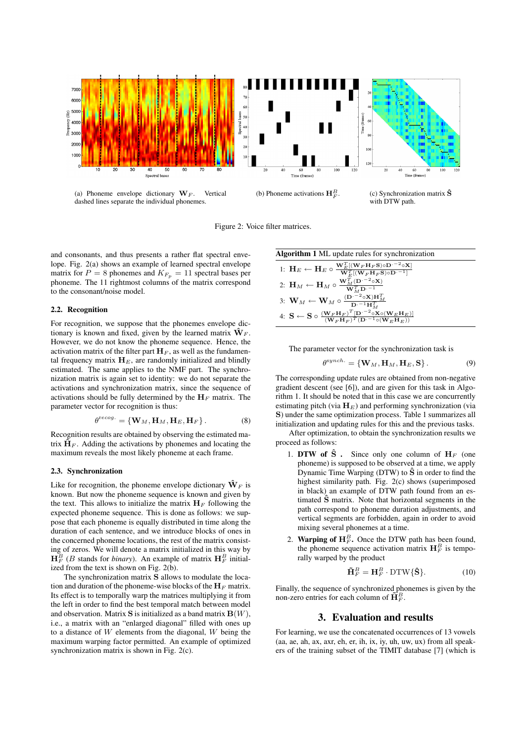(a) Phoneme envelope dictionary $\mathbf{W}_F$. Vertical dashed lines separate the individual phonemes.

(b) Phoneme activations $\mathbf{H}_F^B$.

(c) Synchronization matrix $\hat{\mathbf{S}}$ with DTW path.

Figure 2: Voice filter matrices.

and consonants, and thus presents a rather flat spectral envelope. Fig. 2(a) shows an example of learned spectral envelope matrix for $P = 8$ phonemes and $K_{F_p} = 11$ spectral bases per phoneme. The 11 rightmost columns of the matrix correspond to the consonant/noise model.

### 2.2. Recognition

For recognition, we suppose that the phonemes envelope dictionary is known and fixed, given by the learned matrix $\hat{\mathbf{W}}_F$. However, we do not know the phoneme sequence. Hence, the activation matrix of the filter part $\mathbf{H}_F$, as well as the fundamental frequency matrix $\mathbf{H}_E$, are randomly initialized and blindly estimated. The same applies to the NMF part. The synchronization matrix is again set to identity: we do not separate the activations and synchronization matrix, since the sequence of activations should be fully determined by the $\mathbf{H}_F$ matrix. The parameter vector for recognition is thus:

$$\theta^{recog.} = \{\mathbf{W}_M, \mathbf{H}_M, \mathbf{H}_E, \mathbf{H}_F\}. \tag{8}$$

Recognition results are obtained by observing the estimated matrix $\hat{\mathbf{H}}_F$. Adding the activations by phonemes and locating the maximum reveals the most likely phoneme at each frame.

### 2.3. Synchronization

Like for recognition, the phoneme envelope dictionary $\hat{\mathbf{W}}_F$ is known. But now the phoneme sequence is known and given by the text. This allows to initialize the matrix $\mathbf{H}_F$ following the expected phoneme sequence. This is done as follows: we suppose that each phoneme is equally distributed in time along the duration of each sentence, and we introduce blocks of ones in the concerned phoneme locations, the rest of the matrix consisting of zeros. We will denote a matrix initialized in this way by $\mathbf{H}_F^B$ ($B$ stands for *binary*). An example of matrix $\mathbf{H}_F^B$ initialized from the text is shown on Fig. 2(b).

The synchronization matrix $\mathbf{S}$ allows to modulate the location and duration of the phoneme-wise blocks of the $\mathbf{H}_F$ matrix. Its effect is to temporally warp the matrices multiplying it from the left in order to find the best temporal match between model and observation. Matrix $\mathbf{S}$ is initialized as a band matrix $\mathbf{B}(W)$, i.e., a matrix with an "enlarged diagonal" filled with ones up to a distance of $W$ elements from the diagonal, $W$ being the maximum warping factor permitted. An example of optimized synchronization matrix is shown in Fig. 2(c).

**Algorithm 1** ML update rules for synchronization

1: $\mathbf{H}_E \leftarrow \mathbf{H}_E \circ \frac{\mathbf{W}_E^T[(\mathbf{W}_F\mathbf{H}_F\mathbf{S})\circ\mathbf{D}^{\cdot-2}\circ\mathbf{X}]}{\mathbf{W}_E^T[(\mathbf{W}_F\mathbf{H}_F\mathbf{S})\circ\mathbf{D}^{\cdot-1}]}$

2: $\mathbf{H}_M \leftarrow \mathbf{H}_M \circ \frac{\mathbf{W}_M^T(\mathbf{D}^{\cdot-2}\circ\mathbf{X})}{\mathbf{W}_M^T\mathbf{D}^{\cdot-1}}$

3: $\mathbf{W}_M \leftarrow \mathbf{W}_M \circ \frac{(\mathbf{D}^{\cdot-2}\circ\mathbf{X})\mathbf{H}_M^T}{\mathbf{D}^{\cdot-1}\mathbf{H}_M^T}$

4: $\mathbf{S} \leftarrow \mathbf{S} \circ \frac{(\mathbf{W}_F\mathbf{H}_F)^T[\mathbf{D}^{\cdot-2}\circ\mathbf{X}\circ(\mathbf{W}_E\mathbf{H}_E)]}{(\mathbf{W}_F\mathbf{H}_F)^T(\mathbf{D}^{\cdot-1}\circ(\mathbf{W}_E\mathbf{H}_E))}$

The parameter vector for the synchronization task is

$$\theta^{synch.} = \{\mathbf{W}_M, \mathbf{H}_M, \mathbf{H}_E, \mathbf{S}\}. \tag{9}$$

The corresponding update rules are obtained from non-negative gradient descent (see [6]), and are given for this task in Algorithm 1. It should be noted that in this case we are concurrently estimating pitch (via $\mathbf{H}_E$) and performing synchronization (via $\mathbf{S}$) under the same optimization process. Table 1 summarizes all initialization and updating rules for this and the previous tasks.

After optimization, to obtain the synchronization results we proceed as follows:

1. **DTW of $\hat{\mathbf{S}}$.** Since only one column of $\mathbf{H}_F$ (one phoneme) is supposed to be observed at a time, we apply Dynamic Time Warping (DTW) to $\hat{\mathbf{S}}$ in order to find the highest similarity path. Fig. 2(c) shows (superimposed in black) an example of DTW path found from an estimated $\hat{\mathbf{S}}$ matrix. Note that horizontal segments in the path correspond to phoneme duration adjustments, and vertical segments are forbidden, again in order to avoid mixing several phonemes at a time.
2. **Warping of $\mathbf{H}_F^B$.** Once the DTW path has been found, the phoneme sequence activation matrix $\mathbf{H}_F^B$ is temporally warped by the product

$$\tilde{\mathbf{H}}_F^B = \mathbf{H}_F^B \cdot \mathrm{DTW}\{\hat{\mathbf{S}}\}. \tag{10}$$

Finally, the sequence of synchronized phonemes is given by the non-zero entries for each column of $\tilde{\mathbf{H}}_F^B$.

## 3. Evaluation and results

For learning, we use the concatenated occurrences of 13 vowels (aa, ae, ah, ax, axr, eh, er, ih, ix, iy, uh, uw, ux) from all speakers of the training subset of the TIMIT database [7] (which is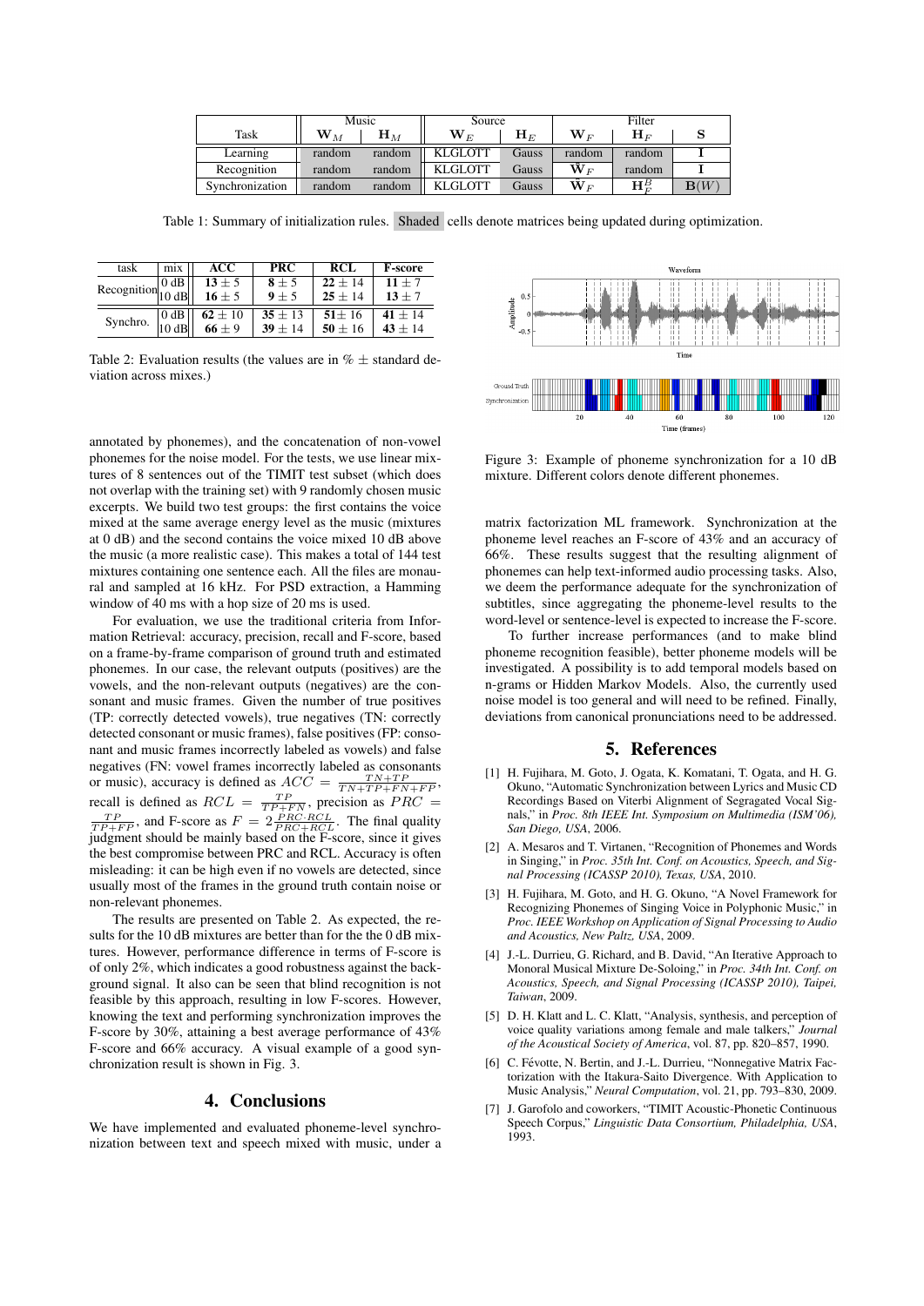| Task | Music | | Source | | Filter | | |
|---|---|---|---|---|---|---|---|
| | $\mathbf{W}_M$ | $\mathbf{H}_M$ | $\mathbf{W}_E$ | $\mathbf{H}_E$ | $\mathbf{W}_F$ | $\mathbf{H}_F$ | $\mathbf{S}$ |
| Learning | random | random | KLGLOTT | Gauss | random | random | $\mathbf{I}$ |
| Recognition | random | random | KLGLOTT | Gauss | $\hat{\mathbf{W}}_F$ | random | $\mathbf{I}$ |
| Synchronization | random | random | KLGLOTT | Gauss | $\hat{\mathbf{W}}_F$ | $\mathbf{H}_F^B$ | $\mathbf{B}(W)$ |

Table 1: Summary of initialization rules. Shaded cells denote matrices being updated during optimization.

| task | mix | ACC | PRC | RCL | F-score |
|---|---|---|---|---|---|
| Recognition | 0 dB | **13** ± 5 | **8** ± 5 | **22** ± 14 | **11** ± 7 |
| | 10 dB | **16** ± 5 | **9** ± 5 | **25** ± 14 | **13** ± 7 |
| Synchro. | 0 dB | **62** ± 10 | **35** ± 13 | **51**± 16 | **41** ± 14 |
| | 10 dB | **66** ± 9 | **39** ± 14 | **50** ± 16 | **43** ± 14 |

Table 2: Evaluation results (the values are in % ± standard deviation across mixes.)

annotated by phonemes), and the concatenation of non-vowel phonemes for the noise model. For the tests, we use linear mixtures of 8 sentences out of the TIMIT test subset (which does not overlap with the training set) with 9 randomly chosen music excerpts. We build two test groups: the first contains the voice mixed at the same average energy level as the music (mixtures at 0 dB) and the second contains the voice mixed 10 dB above the music (a more realistic case). This makes a total of 144 test mixtures containing one sentence each. All the files are monaural and sampled at 16 kHz. For PSD extraction, a Hamming window of 40 ms with a hop size of 20 ms is used.

For evaluation, we use the traditional criteria from Information Retrieval: accuracy, precision, recall and F-score, based on a frame-by-frame comparison of ground truth and estimated phonemes. In our case, the relevant outputs (positives) are the vowels, and the non-relevant outputs (negatives) are the consonant and music frames. Given the number of true positives (TP: correctly detected vowels), true negatives (TN: correctly detected consonant or music frames), false positives (FP: consonant and music frames incorrectly labeled as vowels) and false negatives (FN: vowel frames incorrectly labeled as consonants or music), accuracy is defined as $ACC = \frac{TN+TP}{TN+TP+FN+FP}$, recall is defined as $RCL = \frac{TP}{TP+FN}$, precision as $PRC = \frac{TP}{TP+FP}$, and F-score as $F = 2\frac{PRC \cdot RCL}{PRC+RCL}$. The final quality judgment should be mainly based on the F-score, since it gives the best compromise between PRC and RCL. Accuracy is often misleading: it can be high even if no vowels are detected, since usually most of the frames in the ground truth contain noise or non-relevant phonemes.

The results are presented on Table 2. As expected, the results for the 10 dB mixtures are better than for the 0 dB mixtures. However, performance difference in terms of F-score is of only 2%, which indicates a good robustness against the background signal. It also can be seen that blind recognition is not feasible by this approach, resulting in low F-scores. However, knowing the text and performing synchronization improves the F-score by 30%, attaining a best average performance of 43% F-score and 66% accuracy. A visual example of a good synchronization result is shown in Fig. 3.

Waveform

Amplitude

0.5

0

-0.5

Time

Ground Truth

Synchronization

20 40 60 80 100 120

Time (frames)

Figure 3: Example of phoneme synchronization for a 10 dB mixture. Different colors denote different phonemes.

## 4. Conclusions

We have implemented and evaluated phoneme-level synchronization between text and speech mixed with music, under a matrix factorization ML framework. Synchronization at the phoneme level reaches an F-score of 43% and an accuracy of 66%. These results suggest that the resulting alignment of phonemes can help text-informed audio processing tasks. Also, we deem the performance adequate for the synchronization of subtitles, since aggregating the phoneme-level results to the word-level or sentence-level is expected to increase the F-score.

To further increase performances (and to make blind phoneme recognition feasible), better phoneme models will be investigated. A possibility is to add temporal models based on n-grams or Hidden Markov Models. Also, the currently used noise model is too general and will need to be refined. Finally, deviations from canonical pronunciations need to be addressed.

## 5. References

[1] H. Fujihara, M. Goto, J. Ogata, K. Komatani, T. Ogata, and H. G. Okuno, "Automatic Synchronization between Lyrics and Music CD Recordings Based on Viterbi Alignment of Segragated Vocal Signals," in *Proc. 8th IEEE Int. Symposium on Multimedia (ISM'06), San Diego, USA*, 2006.

[2] A. Mesaros and T. Virtanen, "Recognition of Phonemes and Words in Singing," in *Proc. 35th Int. Conf. on Acoustics, Speech, and Signal Processing (ICASSP 2010), Texas, USA*, 2010.

[3] H. Fujihara, M. Goto, and H. G. Okuno, "A Novel Framework for Recognizing Phonemes of Singing Voice in Polyphonic Music," in *Proc. IEEE Workshop on Application of Signal Processing to Audio and Acoustics, New Paltz, USA*, 2009.

[4] J.-L. Durrieu, G. Richard, and B. David, "An Iterative Approach to Monoral Musical Mixture De-Soloing," in *Proc. 34th Int. Conf. on Acoustics, Speech, and Signal Processing (ICASSP 2010), Taipei, Taiwan*, 2009.

[5] D. H. Klatt and L. C. Klatt, "Analysis, synthesis, and perception of voice quality variations among female and male talkers," *Journal of the Acoustical Society of America*, vol. 87, pp. 820–857, 1990.

[6] C. Févotte, N. Bertin, and J.-L. Durrieu, "Nonnegative Matrix Factorization with the Itakura-Saito Divergence. With Application to Music Analysis," *Neural Computation*, vol. 21, pp. 793–830, 2009.

[7] J. Garofolo and coworkers, "TIMIT Acoustic-Phonetic Continuous Speech Corpus," *Linguistic Data Consortium, Philadelphia, USA*, 1993.